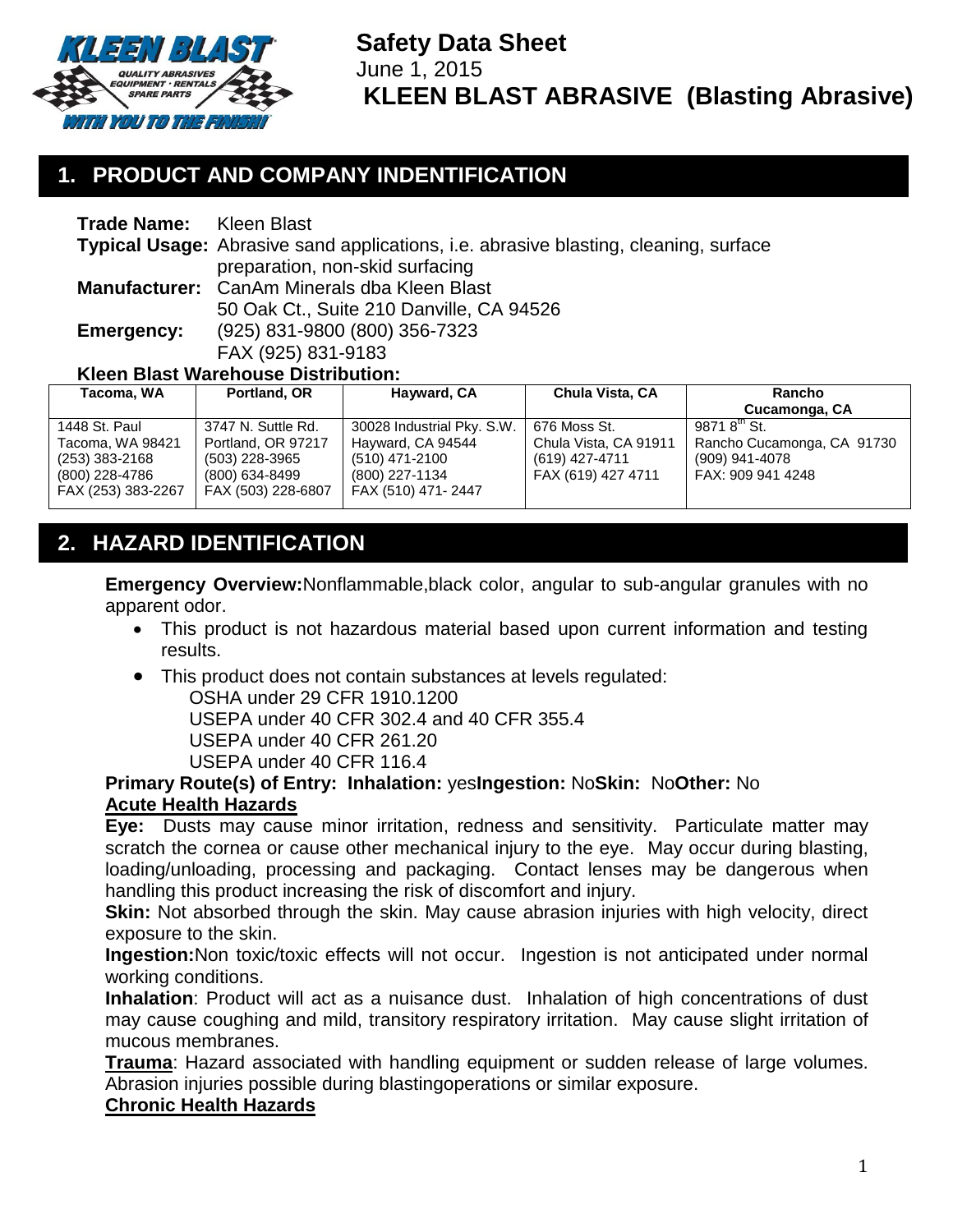# Safety Data Sheet

June 1, 2015

**KLEEN BLAST ABRASIVE (Blasting Abrasive)**

## 1. PRODUCT AND COMPANY INDENTIFICATION

**Trade Name:** Kleen Blast

**Typical Usage:** Abrasive sand applications, i.e. abrasive blasting, cleaning, surface preparation, non-skid surfacing

**Manufacturer:** CanAm Minerals dba Kleen Blast
50 Oak Ct., Suite 210 Danville, CA 94526

**Emergency:** (925) 831-9800 (800) 356-7323
FAX (925) 831-9183

**Kleen Blast Warehouse Distribution:**

| Tacoma, WA | Portland, OR | Hayward, CA | Chula Vista, CA | Rancho Cucamonga, CA |
|---|---|---|---|---|
| 1448 St. Paul<br>Tacoma, WA 98421<br>(253) 383-2168<br>(800) 228-4786<br>FAX (253) 383-2267 | 3747 N. Suttle Rd.<br>Portland, OR 97217<br>(503) 228-3965<br>(800) 634-8499<br>FAX (503) 228-6807 | 30028 Industrial Pky. S.W.<br>Hayward, CA 94544<br>(510) 471-2100<br>(800) 227-1134<br>FAX (510) 471- 2447 | 676 Moss St.<br>Chula Vista, CA 91911<br>(619) 427-4711<br>FAX (619) 427 4711 | 9871 8th St.<br>Rancho Cucamonga, CA 91730<br>(909) 941-4078<br>FAX: 909 941 4248 |

## 2. HAZARD IDENTIFICATION

**Emergency Overview:** Nonflammable, black color, angular to sub-angular granules with no apparent odor.

- This product is not hazardous material based upon current information and testing results.
- This product does not contain substances at levels regulated:
  OSHA under 29 CFR 1910.1200
  USEPA under 40 CFR 302.4 and 40 CFR 355.4
  USEPA under 40 CFR 261.20
  USEPA under 40 CFR 116.4

**Primary Route(s) of Entry: Inhalation:** yes **Ingestion:** No **Skin:** No **Other:** No

**Acute Health Hazards**

**Eye:** Dusts may cause minor irritation, redness and sensitivity. Particulate matter may scratch the cornea or cause other mechanical injury to the eye. May occur during blasting, loading/unloading, processing and packaging. Contact lenses may be dangerous when handling this product increasing the risk of discomfort and injury.

**Skin:** Not absorbed through the skin. May cause abrasion injuries with high velocity, direct exposure to the skin.

**Ingestion:** Non toxic/toxic effects will not occur. Ingestion is not anticipated under normal working conditions.

**Inhalation**: Product will act as a nuisance dust. Inhalation of high concentrations of dust may cause coughing and mild, transitory respiratory irritation. May cause slight irritation of mucous membranes.

**Trauma**: Hazard associated with handling equipment or sudden release of large volumes. Abrasion injuries possible during blastingoperations or similar exposure.

**Chronic Health Hazards**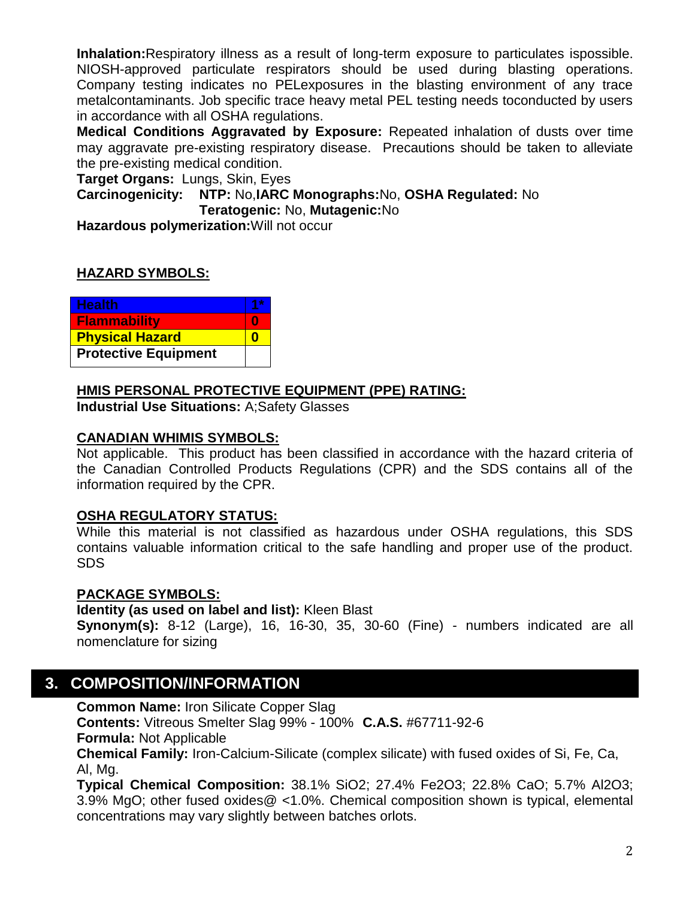**Inhalation:**Respiratory illness as a result of long-term exposure to particulates ispossible. NIOSH-approved particulate respirators should be used during blasting operations. Company testing indicates no PELexposures in the blasting environment of any trace metalcontaminants. Job specific trace heavy metal PEL testing needs toconducted by users in accordance with all OSHA regulations.

**Medical Conditions Aggravated by Exposure:** Repeated inhalation of dusts over time may aggravate pre-existing respiratory disease. Precautions should be taken to alleviate the pre-existing medical condition.

**Target Organs:** Lungs, Skin, Eyes

**Carcinogenicity:** **NTP:** No,**IARC Monographs:**No, **OSHA Regulated:** No
**Teratogenic:** No, **Mutagenic:**No

**Hazardous polymerization:**Will not occur

## HAZARD SYMBOLS:

| | |
|---|---|
| **Health** | **1*** |
| **Flammability** | **0** |
| **Physical Hazard** | **0** |
| **Protective Equipment** | |

## HMIS PERSONAL PROTECTIVE EQUIPMENT (PPE) RATING:

**Industrial Use Situations:** A;Safety Glasses

## CANADIAN WHIMIS SYMBOLS:

Not applicable. This product has been classified in accordance with the hazard criteria of the Canadian Controlled Products Regulations (CPR) and the SDS contains all of the information required by the CPR.

## OSHA REGULATORY STATUS:

While this material is not classified as hazardous under OSHA regulations, this SDS contains valuable information critical to the safe handling and proper use of the product. SDS

## PACKAGE SYMBOLS:

**Identity (as used on label and list):** Kleen Blast

**Synonym(s):** 8-12 (Large), 16, 16-30, 35, 30-60 (Fine) - numbers indicated are all nomenclature for sizing

# 3. COMPOSITION/INFORMATION

**Common Name:** Iron Silicate Copper Slag

**Contents:** Vitreous Smelter Slag 99% - 100% **C.A.S.** #67711-92-6

**Formula:** Not Applicable

**Chemical Family:** Iron-Calcium-Silicate (complex silicate) with fused oxides of Si, Fe, Ca, Al, Mg.

**Typical Chemical Composition:** 38.1% $SiO_2$; 27.4% $Fe_2O_3$; 22.8% CaO; 5.7% $Al_2O_3$; 3.9% MgO; other fused oxides@ <1.0%. Chemical composition shown is typical, elemental concentrations may vary slightly between batches orlots.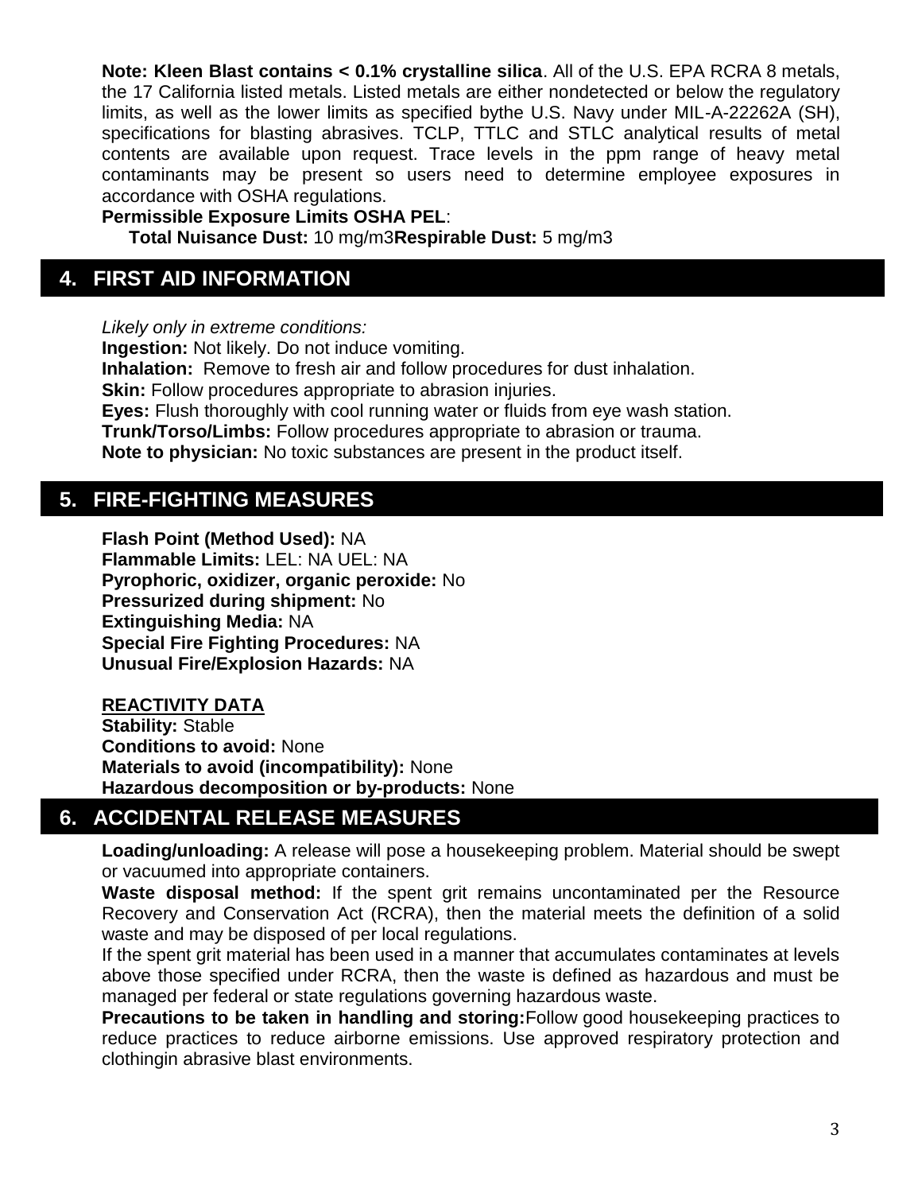**Note: Kleen Blast contains < 0.1% crystalline silica**. All of the U.S. EPA RCRA 8 metals, the 17 California listed metals. Listed metals are either nondetected or below the regulatory limits, as well as the lower limits as specified bythe U.S. Navy under MIL-A-22262A (SH), specifications for blasting abrasives. TCLP, TTLC and STLC analytical results of metal contents are available upon request. Trace levels in the ppm range of heavy metal contaminants may be present so users need to determine employee exposures in accordance with OSHA regulations.

**Permissible Exposure Limits OSHA PEL**:

**Total Nuisance Dust:** 10 mg/m3**Respirable Dust:** 5 mg/m3

## 4. FIRST AID INFORMATION

*Likely only in extreme conditions:*

**Ingestion:** Not likely. Do not induce vomiting.

**Inhalation:** Remove to fresh air and follow procedures for dust inhalation.

**Skin:** Follow procedures appropriate to abrasion injuries.

**Eyes:** Flush thoroughly with cool running water or fluids from eye wash station.

**Trunk/Torso/Limbs:** Follow procedures appropriate to abrasion or trauma.

**Note to physician:** No toxic substances are present in the product itself.

## 5. FIRE-FIGHTING MEASURES

**Flash Point (Method Used):** NA

**Flammable Limits:** LEL: NA UEL: NA

**Pyrophoric, oxidizer, organic peroxide:** No

**Pressurized during shipment:** No

**Extinguishing Media:** NA

**Special Fire Fighting Procedures:** NA

**Unusual Fire/Explosion Hazards:** NA

**REACTIVITY DATA**

**Stability:** Stable

**Conditions to avoid:** None

**Materials to avoid (incompatibility):** None

**Hazardous decomposition or by-products:** None

## 6. ACCIDENTAL RELEASE MEASURES

**Loading/unloading:** A release will pose a housekeeping problem. Material should be swept or vacuumed into appropriate containers.

**Waste disposal method:** If the spent grit remains uncontaminated per the Resource Recovery and Conservation Act (RCRA), then the material meets the definition of a solid waste and may be disposed of per local regulations.

If the spent grit material has been used in a manner that accumulates contaminates at levels above those specified under RCRA, then the waste is defined as hazardous and must be managed per federal or state regulations governing hazardous waste.

**Precautions to be taken in handling and storing:**Follow good housekeeping practices to reduce practices to reduce airborne emissions. Use approved respiratory protection and clothingin abrasive blast environments.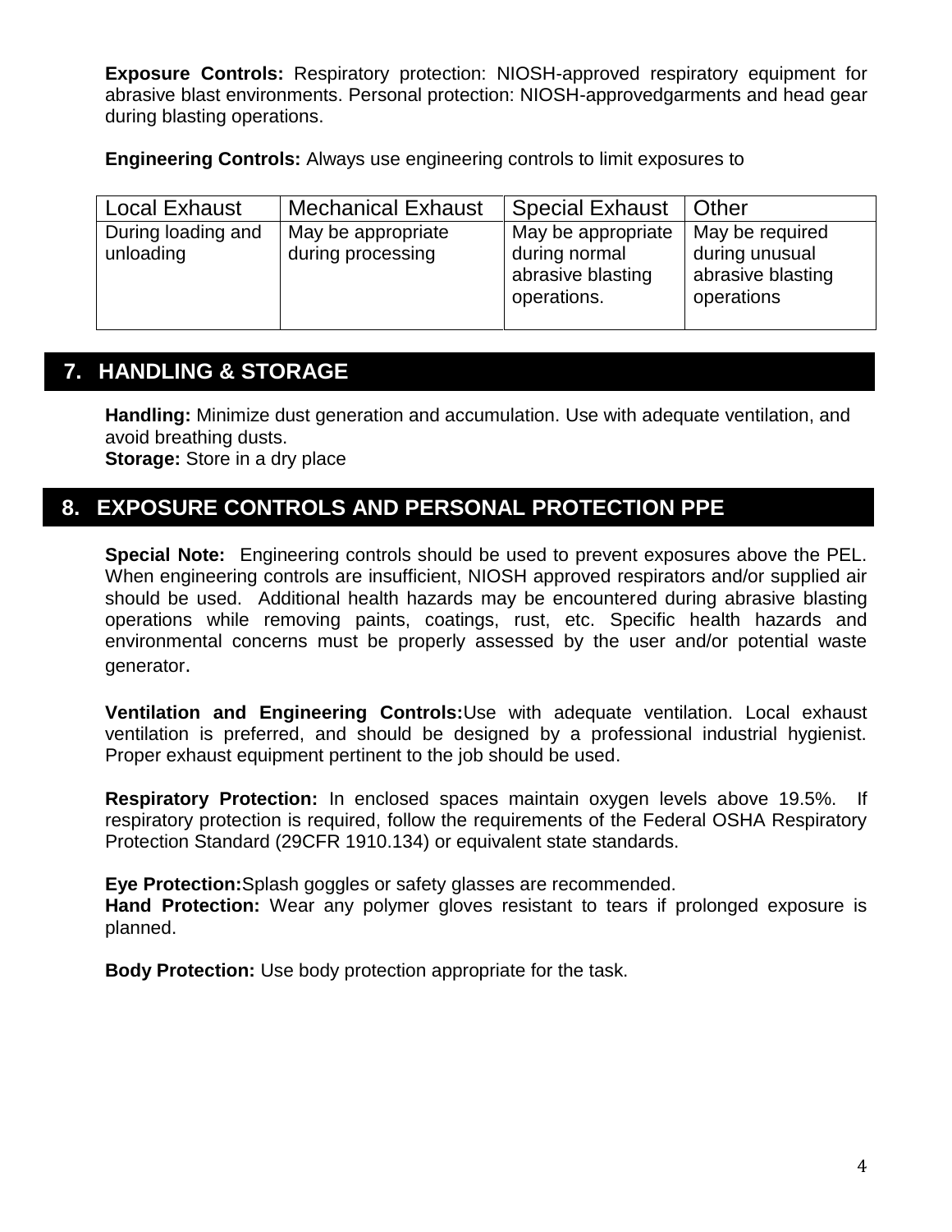**Exposure Controls:** Respiratory protection: NIOSH-approved respiratory equipment for abrasive blast environments. Personal protection: NIOSH-approvedgarments and head gear during blasting operations.

**Engineering Controls:** Always use engineering controls to limit exposures to

| Local Exhaust | Mechanical Exhaust | Special Exhaust | Other |
|---|---|---|---|
| During loading and unloading | May be appropriate during processing | May be appropriate during normal abrasive blasting operations. | May be required during unusual abrasive blasting operations |

## 7. HANDLING & STORAGE

**Handling:** Minimize dust generation and accumulation. Use with adequate ventilation, and avoid breathing dusts.
**Storage:** Store in a dry place

## 8. EXPOSURE CONTROLS AND PERSONAL PROTECTION PPE

**Special Note:** Engineering controls should be used to prevent exposures above the PEL. When engineering controls are insufficient, NIOSH approved respirators and/or supplied air should be used. Additional health hazards may be encountered during abrasive blasting operations while removing paints, coatings, rust, etc. Specific health hazards and environmental concerns must be properly assessed by the user and/or potential waste generator.

**Ventilation and Engineering Controls:**Use with adequate ventilation. Local exhaust ventilation is preferred, and should be designed by a professional industrial hygienist. Proper exhaust equipment pertinent to the job should be used.

**Respiratory Protection:** In enclosed spaces maintain oxygen levels above 19.5%. If respiratory protection is required, follow the requirements of the Federal OSHA Respiratory Protection Standard (29CFR 1910.134) or equivalent state standards.

**Eye Protection:**Splash goggles or safety glasses are recommended.
**Hand Protection:** Wear any polymer gloves resistant to tears if prolonged exposure is planned.

**Body Protection:** Use body protection appropriate for the task.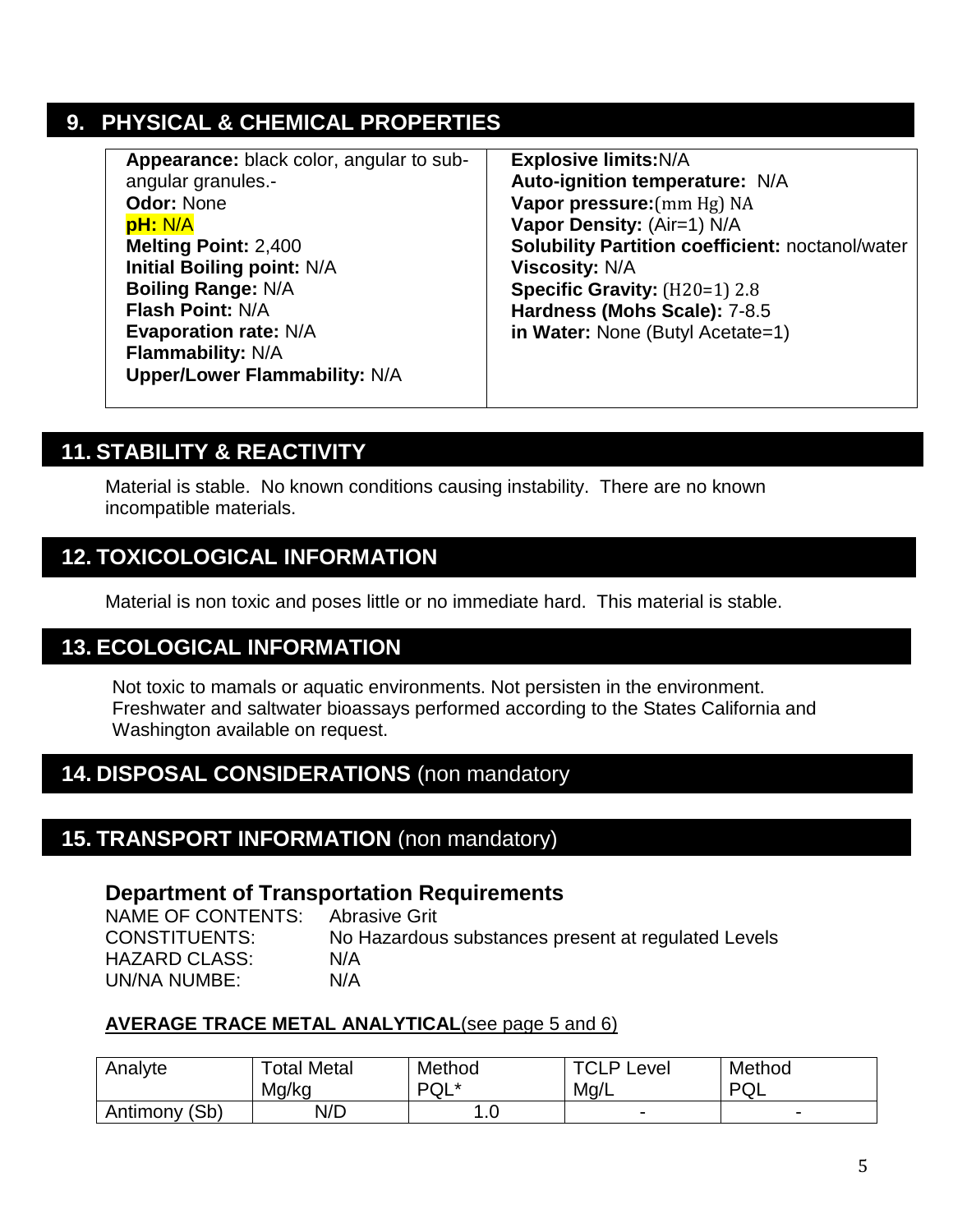## 9. PHYSICAL & CHEMICAL PROPERTIES

**Appearance:** black color, angular to sub-angular granules.-
**Odor:** None
**pH:** N/A
**Melting Point:** 2,400
**Initial Boiling point:** N/A
**Boiling Range:** N/A
**Flash Point:** N/A
**Evaporation rate:** N/A
**Flammability:** N/A
**Upper/Lower Flammability:** N/A

**Explosive limits:**N/A
**Auto-ignition temperature:** N/A
**Vapor pressure:**(mm Hg) NA
**Vapor Density:** (Air=1) N/A
**Solubility Partition coefficient:** noctanol/water
**Viscosity:** N/A
**Specific Gravity:** ($H_2O$=1) 2.8
**Hardness (Mohs Scale):** 7-8.5
**in Water:** None (Butyl Acetate=1)

## 11. STABILITY & REACTIVITY

Material is stable. No known conditions causing instability. There are no known incompatible materials.

## 12. TOXICOLOGICAL INFORMATION

Material is non toxic and poses little or no immediate hard. This material is stable.

## 13. ECOLOGICAL INFORMATION

Not toxic to mamals or aquatic environments. Not persisten in the environment. Freshwater and saltwater bioassays performed according to the States California and Washington available on request.

## 14. DISPOSAL CONSIDERATIONS (non mandatory

## 15. TRANSPORT INFORMATION (non mandatory)

### Department of Transportation Requirements

NAME OF CONTENTS: Abrasive Grit
CONSTITUENTS: No Hazardous substances present at regulated Levels
HAZARD CLASS: N/A
UN/NA NUMBE: N/A

**AVERAGE TRACE METAL ANALYTICAL**(see page 5 and 6)

| Analyte | Total Metal Mg/kg | Method PQL* | TCLP Level Mg/L | Method PQL |
|---|---|---|---|---|
| Antimony (Sb) | N/D | 1.0 | - | - |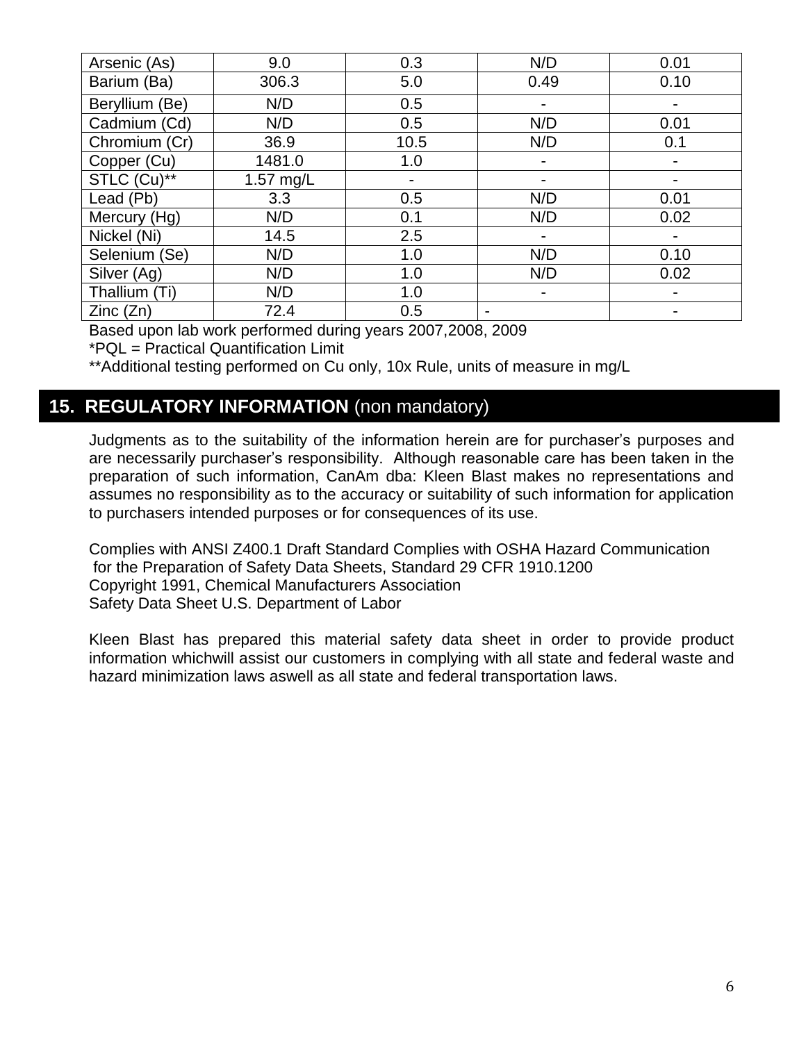| | | | | |
|---|---|---|---|---|
| Arsenic (As) | 9.0 | 0.3 | N/D | 0.01 |
| Barium (Ba) | 306.3 | 5.0 | 0.49 | 0.10 |
| Beryllium (Be) | N/D | 0.5 | - | - |
| Cadmium (Cd) | N/D | 0.5 | N/D | 0.01 |
| Chromium (Cr) | 36.9 | 10.5 | N/D | 0.1 |
| Copper (Cu) | 1481.0 | 1.0 | - | - |
| STLC (Cu)** | 1.57 mg/L | - | - | - |
| Lead (Pb) | 3.3 | 0.5 | N/D | 0.01 |
| Mercury (Hg) | N/D | 0.1 | N/D | 0.02 |
| Nickel (Ni) | 14.5 | 2.5 | - | - |
| Selenium (Se) | N/D | 1.0 | N/D | 0.10 |
| Silver (Ag) | N/D | 1.0 | N/D | 0.02 |
| Thallium (Ti) | N/D | 1.0 | - | - |
| Zinc (Zn) | 72.4 | 0.5 | - | - |

Based upon lab work performed during years 2007,2008, 2009

*PQL = Practical Quantification Limit

**Additional testing performed on Cu only, 10x Rule, units of measure in mg/L

## 15. REGULATORY INFORMATION (non mandatory)

Judgments as to the suitability of the information herein are for purchaser's purposes and are necessarily purchaser's responsibility. Although reasonable care has been taken in the preparation of such information, CanAm dba: Kleen Blast makes no representations and assumes no responsibility as to the accuracy or suitability of such information for application to purchasers intended purposes or for consequences of its use.

Complies with ANSI Z400.1 Draft Standard Complies with OSHA Hazard Communication
for the Preparation of Safety Data Sheets, Standard 29 CFR 1910.1200
Copyright 1991, Chemical Manufacturers Association
Safety Data Sheet U.S. Department of Labor

Kleen Blast has prepared this material safety data sheet in order to provide product information whichwill assist our customers in complying with all state and federal waste and hazard minimization laws aswell as all state and federal transportation laws.